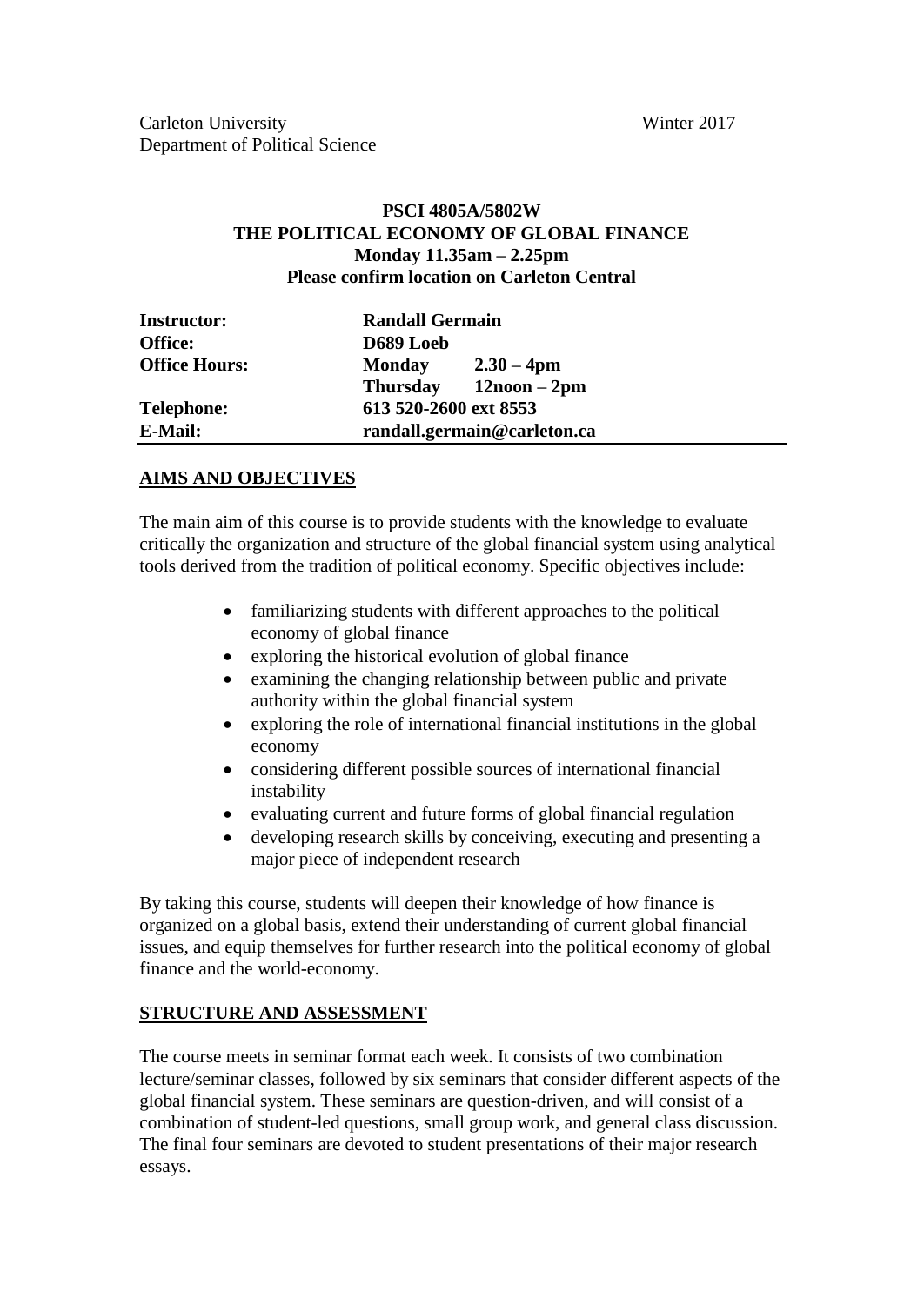Carleton University
Department of Political Science

Winter 2017

**PSCI 4805A/5802W**
**THE POLITICAL ECONOMY OF GLOBAL FINANCE**
**Monday 11.35am – 2.25pm**
**Please confirm location on Carleton Central**

| | | |
|---|---|---|
| **Instructor:** | **Randall Germain** | |
| **Office:** | **D689 Loeb** | |
| **Office Hours:** | **Monday** | **2.30 – 4pm** |
| | **Thursday** | **12noon – 2pm** |
| **Telephone:** | **613 520-2600 ext 8553** | |
| **E-Mail:** | **randall.germain@carleton.ca** | |

## AIMS AND OBJECTIVES

The main aim of this course is to provide students with the knowledge to evaluate critically the organization and structure of the global financial system using analytical tools derived from the tradition of political economy. Specific objectives include:

- familiarizing students with different approaches to the political economy of global finance
- exploring the historical evolution of global finance
- examining the changing relationship between public and private authority within the global financial system
- exploring the role of international financial institutions in the global economy
- considering different possible sources of international financial instability
- evaluating current and future forms of global financial regulation
- developing research skills by conceiving, executing and presenting a major piece of independent research

By taking this course, students will deepen their knowledge of how finance is organized on a global basis, extend their understanding of current global financial issues, and equip themselves for further research into the political economy of global finance and the world-economy.

## STRUCTURE AND ASSESSMENT

The course meets in seminar format each week. It consists of two combination lecture/seminar classes, followed by six seminars that consider different aspects of the global financial system. These seminars are question-driven, and will consist of a combination of student-led questions, small group work, and general class discussion. The final four seminars are devoted to student presentations of their major research essays.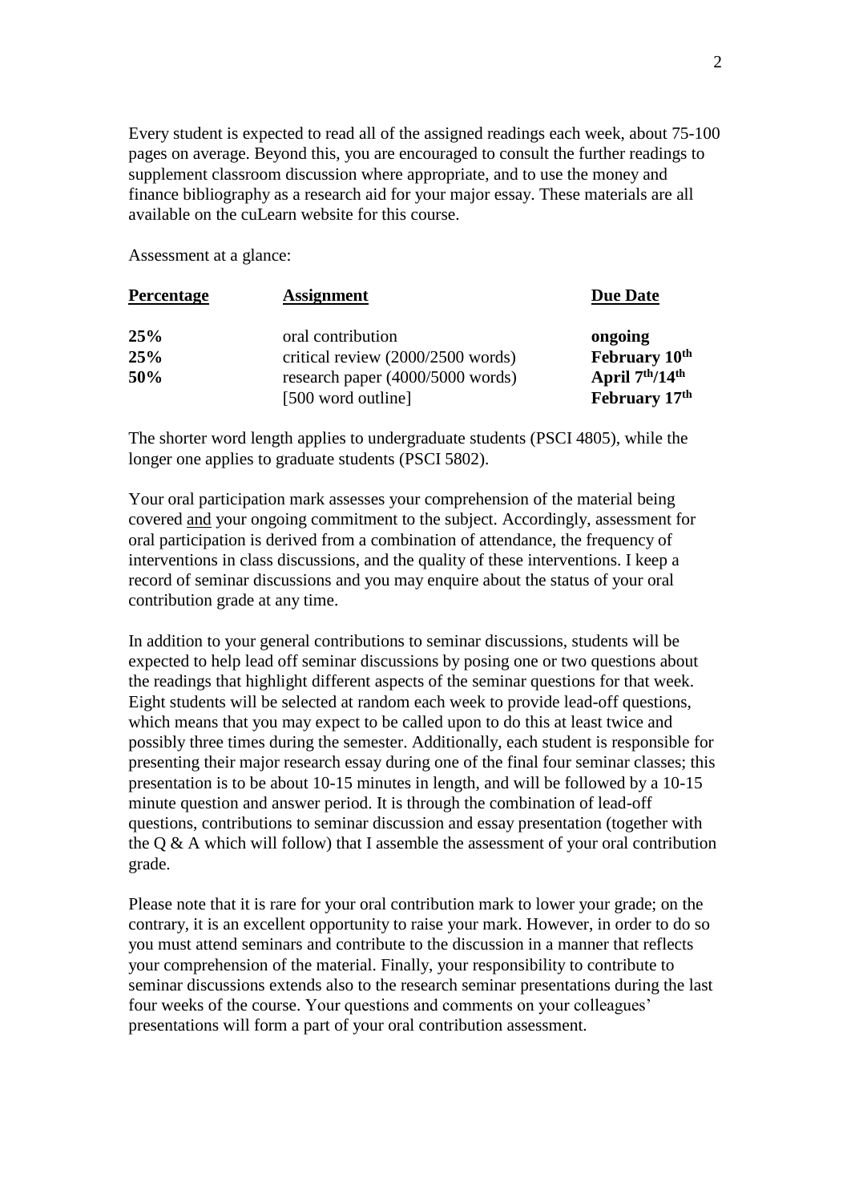Every student is expected to read all of the assigned readings each week, about 75-100 pages on average. Beyond this, you are encouraged to consult the further readings to supplement classroom discussion where appropriate, and to use the money and finance bibliography as a research aid for your major essay. These materials are all available on the cuLearn website for this course.

Assessment at a glance:

| Percentage | Assignment | Due Date |
|---|---|---|
| **25%** | oral contribution | **ongoing** |
| **25%** | critical review (2000/2500 words) | **February 10th** |
| **50%** | research paper (4000/5000 words) | **April 7th/14th** |
| | [500 word outline] | **February 17th** |

The shorter word length applies to undergraduate students (PSCI 4805), while the longer one applies to graduate students (PSCI 5802).

Your oral participation mark assesses your comprehension of the material being covered <u>and</u> your ongoing commitment to the subject. Accordingly, assessment for oral participation is derived from a combination of attendance, the frequency of interventions in class discussions, and the quality of these interventions. I keep a record of seminar discussions and you may enquire about the status of your oral contribution grade at any time.

In addition to your general contributions to seminar discussions, students will be expected to help lead off seminar discussions by posing one or two questions about the readings that highlight different aspects of the seminar questions for that week. Eight students will be selected at random each week to provide lead-off questions, which means that you may expect to be called upon to do this at least twice and possibly three times during the semester. Additionally, each student is responsible for presenting their major research essay during one of the final four seminar classes; this presentation is to be about 10-15 minutes in length, and will be followed by a 10-15 minute question and answer period. It is through the combination of lead-off questions, contributions to seminar discussion and essay presentation (together with the Q & A which will follow) that I assemble the assessment of your oral contribution grade.

Please note that it is rare for your oral contribution mark to lower your grade; on the contrary, it is an excellent opportunity to raise your mark. However, in order to do so you must attend seminars and contribute to the discussion in a manner that reflects your comprehension of the material. Finally, your responsibility to contribute to seminar discussions extends also to the research seminar presentations during the last four weeks of the course. Your questions and comments on your colleagues' presentations will form a part of your oral contribution assessment.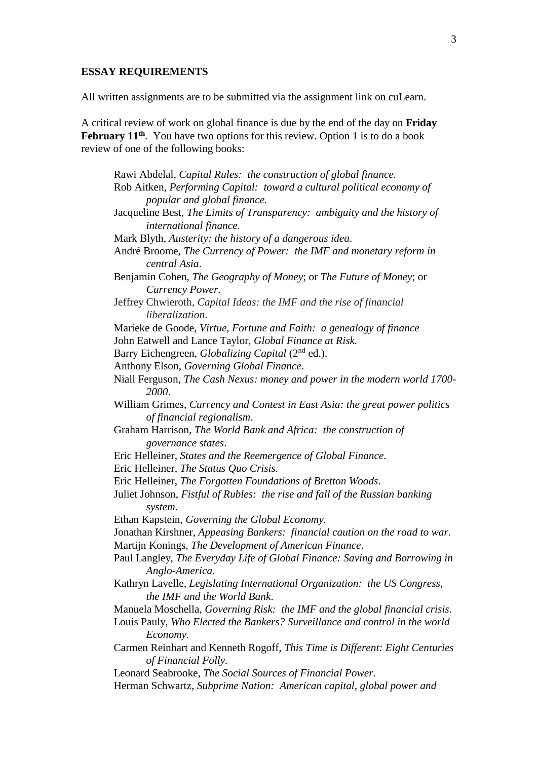**ESSAY REQUIREMENTS**

All written assignments are to be submitted via the assignment link on cuLearn.

A critical review of work on global finance is due by the end of the day on **Friday February 11th**. You have two options for this review. Option 1 is to do a book review of one of the following books:

- Rawi Abdelal, *Capital Rules: the construction of global finance.*
- Rob Aitken, *Performing Capital: toward a cultural political economy of popular and global finance.*
- Jacqueline Best, *The Limits of Transparency: ambiguity and the history of international finance.*
- Mark Blyth, *Austerity: the history of a dangerous idea*.
- André Broome, *The Currency of Power: the IMF and monetary reform in central Asia*.
- Benjamin Cohen, *The Geography of Money*; or *The Future of Money*; or *Currency Power.*
- Jeffrey Chwieroth, *Capital Ideas: the IMF and the rise of financial liberalization*.
- Marieke de Goode, *Virtue, Fortune and Faith: a genealogy of finance*
- John Eatwell and Lance Taylor, *Global Finance at Risk.*
- Barry Eichengreen, *Globalizing Capital* (2nd ed.).
- Anthony Elson, *Governing Global Finance*.
- Niall Ferguson, *The Cash Nexus: money and power in the modern world 1700-2000*.
- William Grimes, *Currency and Contest in East Asia: the great power politics of financial regionalism*.
- Graham Harrison, *The World Bank and Africa: the construction of governance states*.
- Eric Helleiner, *States and the Reemergence of Global Finance.*
- Eric Helleiner, *The Status Quo Crisis.*
- Eric Helleiner, *The Forgotten Foundations of Bretton Woods*.
- Juliet Johnson, *Fistful of Rubles: the rise and fall of the Russian banking system*.
- Ethan Kapstein, *Governing the Global Economy.*
- Jonathan Kirshner, *Appeasing Bankers: financial caution on the road to war*.
- Martijn Konings, *The Development of American Finance*.
- Paul Langley, *The Everyday Life of Global Finance: Saving and Borrowing in Anglo-America.*
- Kathryn Lavelle, *Legislating International Organization: the US Congress, the IMF and the World Bank*.
- Manuela Moschella, *Governing Risk: the IMF and the global financial crisis*.
- Louis Pauly, *Who Elected the Bankers? Surveillance and control in the world Economy.*
- Carmen Reinhart and Kenneth Rogoff, *This Time is Different: Eight Centuries of Financial Folly.*
- Leonard Seabrooke, *The Social Sources of Financial Power.*
- Herman Schwartz, *Subprime Nation: American capital, global power and*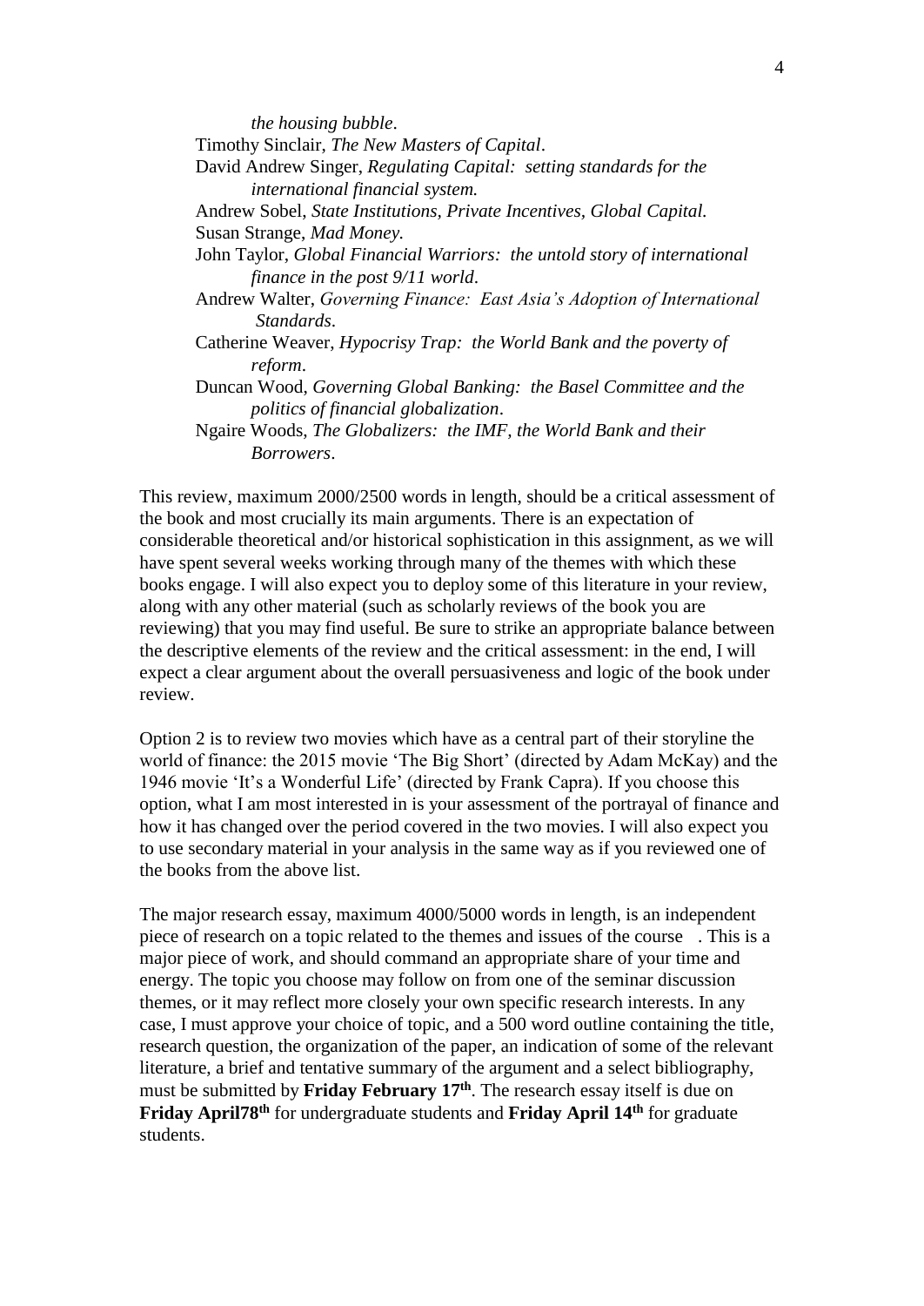*the housing bubble*.

Timothy Sinclair, *The New Masters of Capital*.

David Andrew Singer, *Regulating Capital: setting standards for the international financial system.*

Andrew Sobel, *State Institutions, Private Incentives, Global Capital.*

Susan Strange, *Mad Money.*

John Taylor, *Global Financial Warriors: the untold story of international finance in the post 9/11 world*.

Andrew Walter, *Governing Finance: East Asia's Adoption of International Standards*.

Catherine Weaver, *Hypocrisy Trap: the World Bank and the poverty of reform*.

Duncan Wood, *Governing Global Banking: the Basel Committee and the politics of financial globalization*.

Ngaire Woods, *The Globalizers: the IMF, the World Bank and their Borrowers*.

This review, maximum 2000/2500 words in length, should be a critical assessment of the book and most crucially its main arguments. There is an expectation of considerable theoretical and/or historical sophistication in this assignment, as we will have spent several weeks working through many of the themes with which these books engage. I will also expect you to deploy some of this literature in your review, along with any other material (such as scholarly reviews of the book you are reviewing) that you may find useful. Be sure to strike an appropriate balance between the descriptive elements of the review and the critical assessment: in the end, I will expect a clear argument about the overall persuasiveness and logic of the book under review.

Option 2 is to review two movies which have as a central part of their storyline the world of finance: the 2015 movie 'The Big Short' (directed by Adam McKay) and the 1946 movie 'It's a Wonderful Life' (directed by Frank Capra). If you choose this option, what I am most interested in is your assessment of the portrayal of finance and how it has changed over the period covered in the two movies. I will also expect you to use secondary material in your analysis in the same way as if you reviewed one of the books from the above list.

The major research essay, maximum 4000/5000 words in length, is an independent piece of research on a topic related to the themes and issues of the course . This is a major piece of work, and should command an appropriate share of your time and energy. The topic you choose may follow on from one of the seminar discussion themes, or it may reflect more closely your own specific research interests. In any case, I must approve your choice of topic, and a 500 word outline containing the title, research question, the organization of the paper, an indication of some of the relevant literature, a brief and tentative summary of the argument and a select bibliography, must be submitted by **Friday February 17th**. The research essay itself is due on **Friday April78th** for undergraduate students and **Friday April 14th** for graduate students.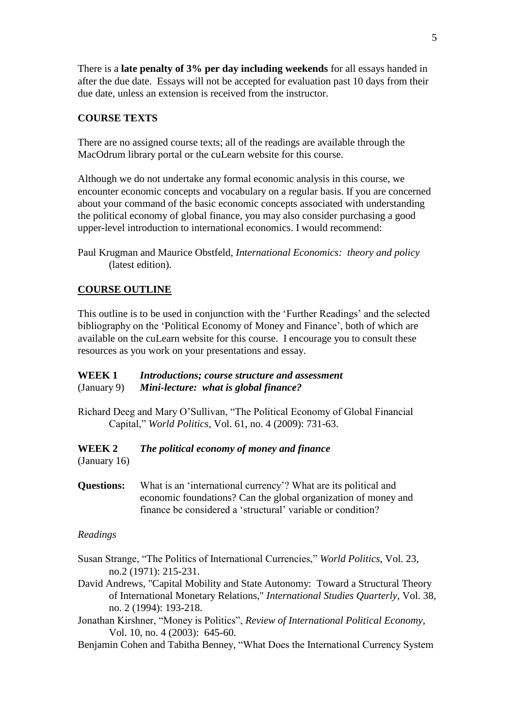There is a **late penalty of 3% per day including weekends** for all essays handed in after the due date. Essays will not be accepted for evaluation past 10 days from their due date, unless an extension is received from the instructor.

## COURSE TEXTS

There are no assigned course texts; all of the readings are available through the MacOdrum library portal or the cuLearn website for this course.

Although we do not undertake any formal economic analysis in this course, we encounter economic concepts and vocabulary on a regular basis. If you are concerned about your command of the basic economic concepts associated with understanding the political economy of global finance, you may also consider purchasing a good upper-level introduction to international economics. I would recommend:

Paul Krugman and Maurice Obstfeld, *International Economics: theory and policy* (latest edition).

## COURSE OUTLINE

This outline is to be used in conjunction with the 'Further Readings' and the selected bibliography on the 'Political Economy of Money and Finance', both of which are available on the cuLearn website for this course. I encourage you to consult these resources as you work on your presentations and essay.

**WEEK 1** *Introductions; course structure and assessment*
(January 9) *Mini-lecture: what is global finance?*

Richard Deeg and Mary O'Sullivan, "The Political Economy of Global Financial Capital," *World Politics*, Vol. 61, no. 4 (2009): 731-63.

**WEEK 2** *The political economy of money and finance*
(January 16)

**Questions:** What is an 'international currency'? What are its political and economic foundations? Can the global organization of money and finance be considered a 'structural' variable or condition?

*Readings*

Susan Strange, "The Politics of International Currencies," *World Politics*, Vol. 23, no.2 (1971): 215-231.

David Andrews, "Capital Mobility and State Autonomy: Toward a Structural Theory of International Monetary Relations," *International Studies Quarterly*, Vol. 38, no. 2 (1994): 193-218.

Jonathan Kirshner, "Money is Politics", *Review of International Political Economy*, Vol. 10, no. 4 (2003): 645-60.

Benjamin Cohen and Tabitha Benney, "What Does the International Currency System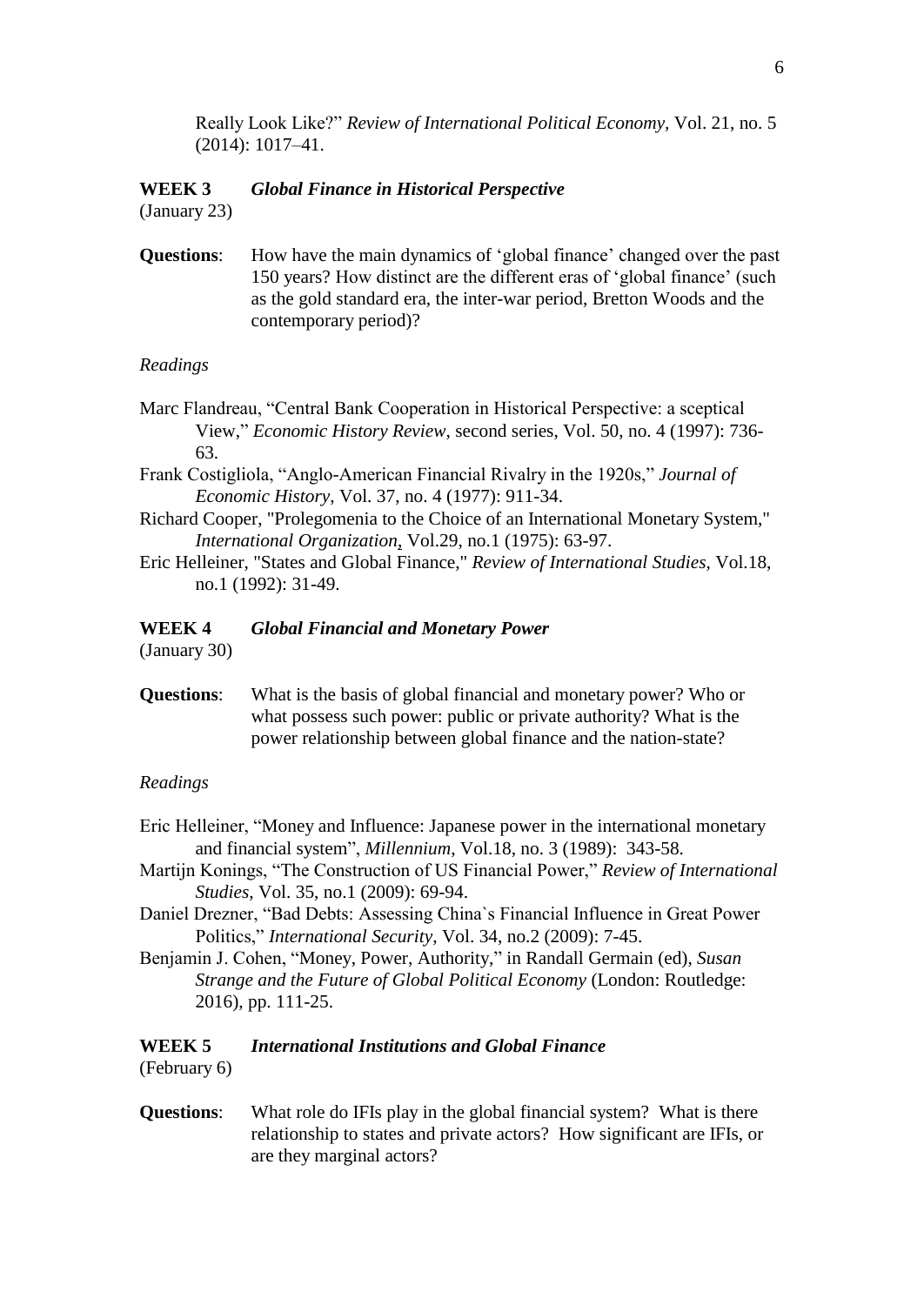Really Look Like?" *Review of International Political Economy*, Vol. 21, no. 5 (2014): 1017–41.

**WEEK 3** ***Global Finance in Historical Perspective***
(January 23)

**Questions**: How have the main dynamics of 'global finance' changed over the past 150 years? How distinct are the different eras of 'global finance' (such as the gold standard era, the inter-war period, Bretton Woods and the contemporary period)?

*Readings*

Marc Flandreau, "Central Bank Cooperation in Historical Perspective: a sceptical View," *Economic History Review*, second series, Vol. 50, no. 4 (1997): 736-63.

Frank Costigliola, "Anglo-American Financial Rivalry in the 1920s," *Journal of Economic History*, Vol. 37, no. 4 (1977): 911-34.

Richard Cooper, "Prolegomenia to the Choice of an International Monetary System," *International Organization*, Vol.29, no.1 (1975): 63-97.

Eric Helleiner, "States and Global Finance," *Review of International Studies*, Vol.18, no.1 (1992): 31-49.

**WEEK 4** ***Global Financial and Monetary Power***
(January 30)

**Questions**: What is the basis of global financial and monetary power? Who or what possess such power: public or private authority? What is the power relationship between global finance and the nation-state?

*Readings*

Eric Helleiner, "Money and Influence: Japanese power in the international monetary and financial system", *Millennium*, Vol.18, no. 3 (1989): 343-58.

Martijn Konings, "The Construction of US Financial Power," *Review of International Studies*, Vol. 35, no.1 (2009): 69-94.

Daniel Drezner, "Bad Debts: Assessing China`s Financial Influence in Great Power Politics," *International Security*, Vol. 34, no.2 (2009): 7-45.

Benjamin J. Cohen, "Money, Power, Authority," in Randall Germain (ed), *Susan Strange and the Future of Global Political Economy* (London: Routledge: 2016), pp. 111-25.

**WEEK 5** ***International Institutions and Global Finance***
(February 6)

**Questions**: What role do IFIs play in the global financial system? What is there relationship to states and private actors? How significant are IFIs, or are they marginal actors?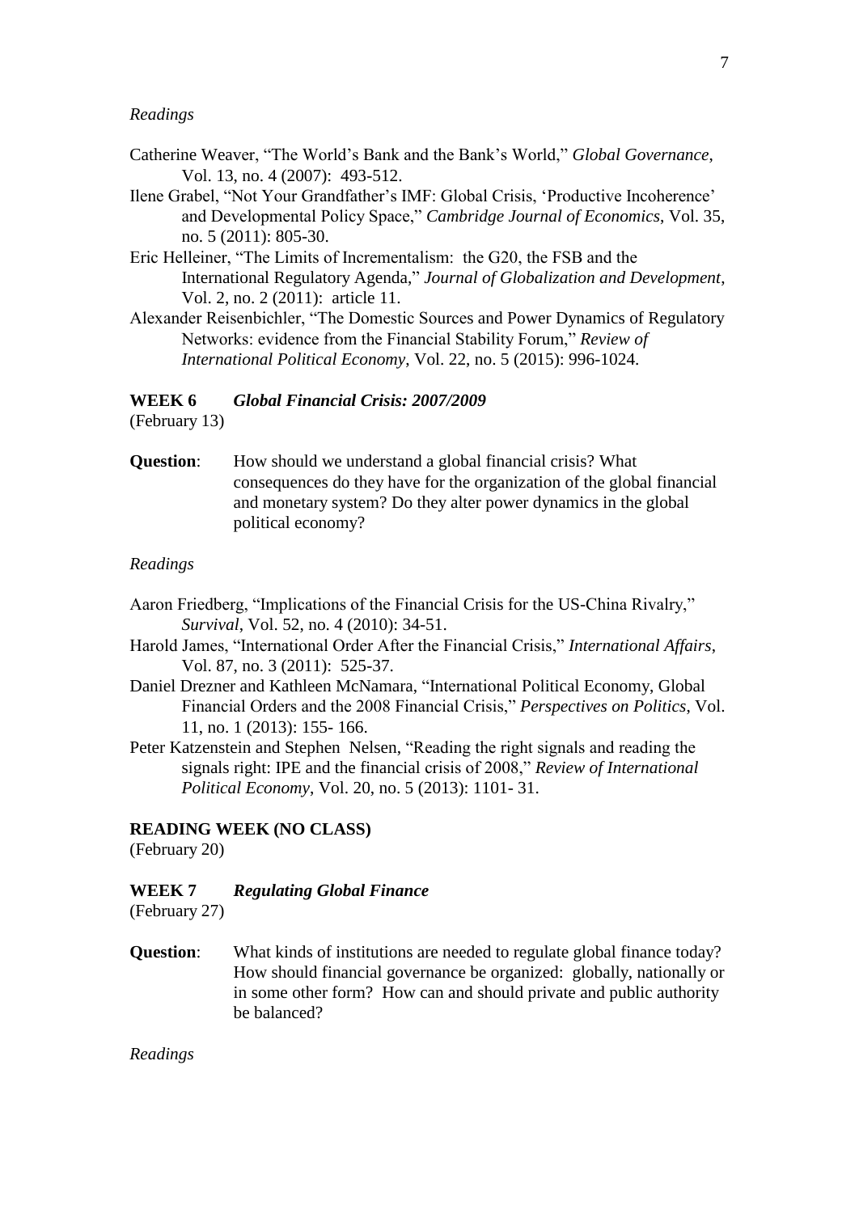*Readings*

Catherine Weaver, "The World's Bank and the Bank's World," *Global Governance*, Vol. 13, no. 4 (2007): 493-512.

Ilene Grabel, "Not Your Grandfather's IMF: Global Crisis, 'Productive Incoherence' and Developmental Policy Space," *Cambridge Journal of Economics*, Vol. 35, no. 5 (2011): 805-30.

Eric Helleiner, "The Limits of Incrementalism: the G20, the FSB and the International Regulatory Agenda," *Journal of Globalization and Development*, Vol. 2, no. 2 (2011): article 11.

Alexander Reisenbichler, "The Domestic Sources and Power Dynamics of Regulatory Networks: evidence from the Financial Stability Forum," *Review of International Political Economy*, Vol. 22, no. 5 (2015): 996-1024.

**WEEK 6** ***Global Financial Crisis: 2007/2009***
(February 13)

**Question**: How should we understand a global financial crisis? What consequences do they have for the organization of the global financial and monetary system? Do they alter power dynamics in the global political economy?

*Readings*

Aaron Friedberg, "Implications of the Financial Crisis for the US-China Rivalry," *Survival*, Vol. 52, no. 4 (2010): 34-51.

Harold James, "International Order After the Financial Crisis," *International Affairs*, Vol. 87, no. 3 (2011): 525-37.

Daniel Drezner and Kathleen McNamara, "International Political Economy, Global Financial Orders and the 2008 Financial Crisis," *Perspectives on Politics*, Vol. 11, no. 1 (2013): 155- 166.

Peter Katzenstein and Stephen Nelsen, "Reading the right signals and reading the signals right: IPE and the financial crisis of 2008," *Review of International Political Economy*, Vol. 20, no. 5 (2013): 1101- 31.

**READING WEEK (NO CLASS)**
(February 20)

**WEEK 7** ***Regulating Global Finance***
(February 27)

**Question**: What kinds of institutions are needed to regulate global finance today? How should financial governance be organized: globally, nationally or in some other form? How can and should private and public authority be balanced?

*Readings*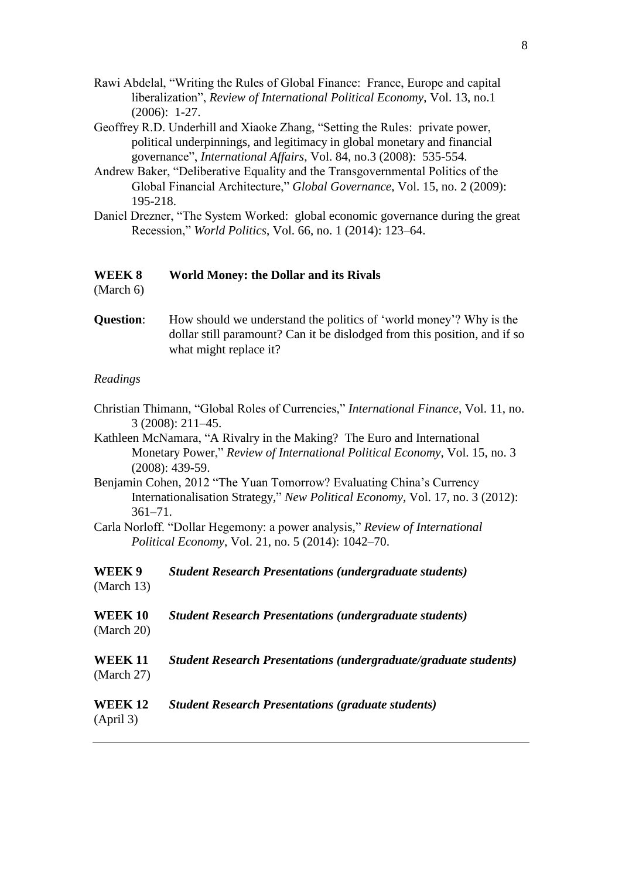Rawi Abdelal, "Writing the Rules of Global Finance: France, Europe and capital liberalization", *Review of International Political Economy*, Vol. 13, no.1 (2006): 1-27.

Geoffrey R.D. Underhill and Xiaoke Zhang, "Setting the Rules: private power, political underpinnings, and legitimacy in global monetary and financial governance", *International Affairs*, Vol. 84, no.3 (2008): 535-554.

Andrew Baker, "Deliberative Equality and the Transgovernmental Politics of the Global Financial Architecture," *Global Governance*, Vol. 15, no. 2 (2009): 195-218.

Daniel Drezner, "The System Worked: global economic governance during the great Recession," *World Politics*, Vol. 66, no. 1 (2014): 123–64.

**WEEK 8** **World Money: the Dollar and its Rivals**
(March 6)

**Question**: How should we understand the politics of 'world money'? Why is the dollar still paramount? Can it be dislodged from this position, and if so what might replace it?

*Readings*

Christian Thimann, "Global Roles of Currencies," *International Finance*, Vol. 11, no. 3 (2008): 211–45.

Kathleen McNamara, "A Rivalry in the Making? The Euro and International Monetary Power," *Review of International Political Economy*, Vol. 15, no. 3 (2008): 439-59.

Benjamin Cohen, 2012 "The Yuan Tomorrow? Evaluating China's Currency Internationalisation Strategy," *New Political Economy*, Vol. 17, no. 3 (2012): 361–71.

Carla Norloff. "Dollar Hegemony: a power analysis," *Review of International Political Economy*, Vol. 21, no. 5 (2014): 1042–70.

**WEEK 9** ***Student Research Presentations (undergraduate students)***
(March 13)

**WEEK 10** ***Student Research Presentations (undergraduate students)***
(March 20)

**WEEK 11** ***Student Research Presentations (undergraduate/graduate students)***
(March 27)

**WEEK 12** ***Student Research Presentations (graduate students)***
(April 3)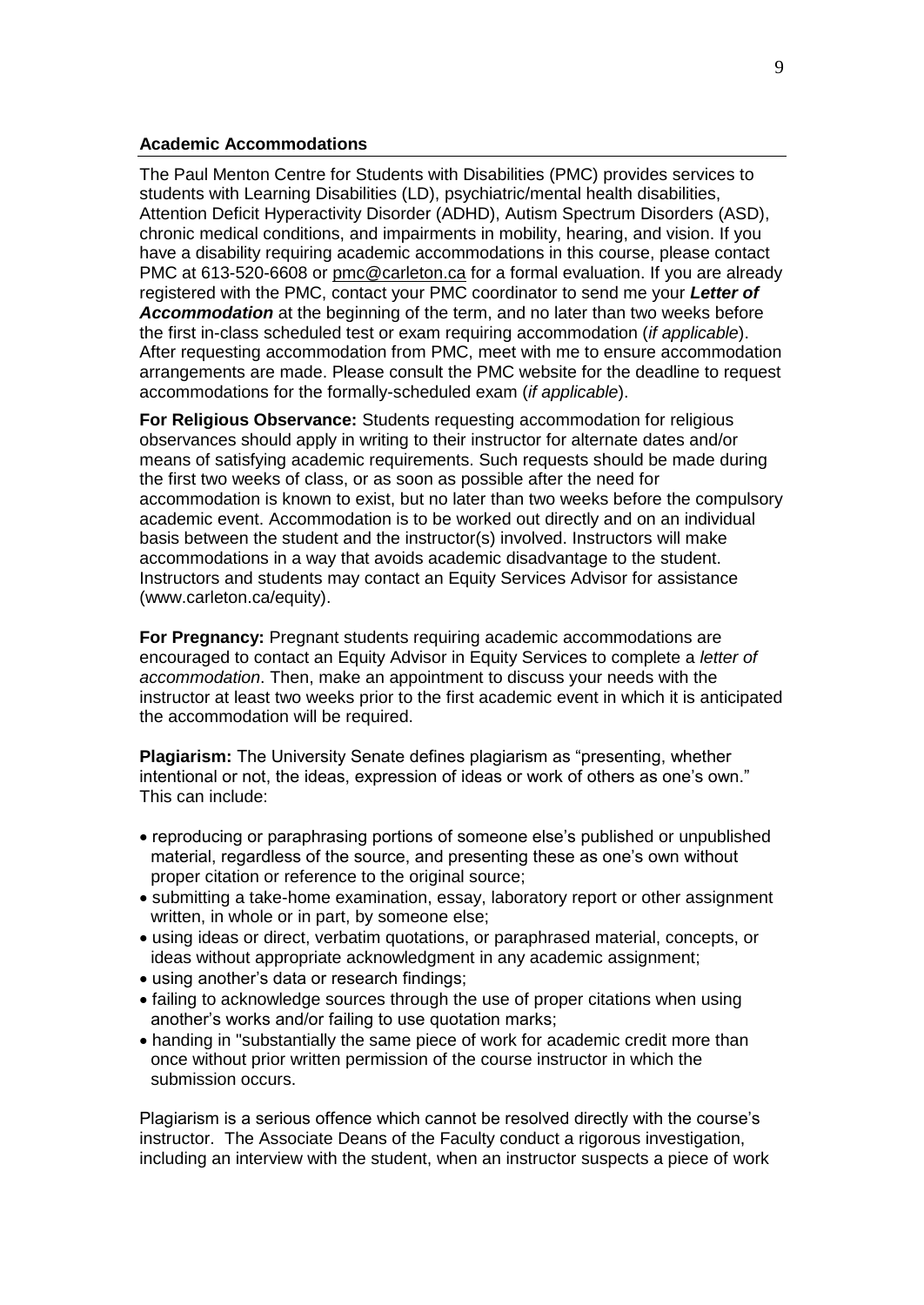### Academic Accommodations

The Paul Menton Centre for Students with Disabilities (PMC) provides services to students with Learning Disabilities (LD), psychiatric/mental health disabilities, Attention Deficit Hyperactivity Disorder (ADHD), Autism Spectrum Disorders (ASD), chronic medical conditions, and impairments in mobility, hearing, and vision. If you have a disability requiring academic accommodations in this course, please contact PMC at 613-520-6608 or pmc@carleton.ca for a formal evaluation. If you are already registered with the PMC, contact your PMC coordinator to send me your ***Letter of Accommodation*** at the beginning of the term, and no later than two weeks before the first in-class scheduled test or exam requiring accommodation (*if applicable*). After requesting accommodation from PMC, meet with me to ensure accommodation arrangements are made. Please consult the PMC website for the deadline to request accommodations for the formally-scheduled exam (*if applicable*).

**For Religious Observance:** Students requesting accommodation for religious observances should apply in writing to their instructor for alternate dates and/or means of satisfying academic requirements. Such requests should be made during the first two weeks of class, or as soon as possible after the need for accommodation is known to exist, but no later than two weeks before the compulsory academic event. Accommodation is to be worked out directly and on an individual basis between the student and the instructor(s) involved. Instructors will make accommodations in a way that avoids academic disadvantage to the student. Instructors and students may contact an Equity Services Advisor for assistance (www.carleton.ca/equity).

**For Pregnancy:** Pregnant students requiring academic accommodations are encouraged to contact an Equity Advisor in Equity Services to complete a *letter of accommodation*. Then, make an appointment to discuss your needs with the instructor at least two weeks prior to the first academic event in which it is anticipated the accommodation will be required.

**Plagiarism:** The University Senate defines plagiarism as "presenting, whether intentional or not, the ideas, expression of ideas or work of others as one's own." This can include:

- reproducing or paraphrasing portions of someone else's published or unpublished material, regardless of the source, and presenting these as one's own without proper citation or reference to the original source;
- submitting a take-home examination, essay, laboratory report or other assignment written, in whole or in part, by someone else;
- using ideas or direct, verbatim quotations, or paraphrased material, concepts, or ideas without appropriate acknowledgment in any academic assignment;
- using another's data or research findings;
- failing to acknowledge sources through the use of proper citations when using another's works and/or failing to use quotation marks;
- handing in "substantially the same piece of work for academic credit more than once without prior written permission of the course instructor in which the submission occurs.

Plagiarism is a serious offence which cannot be resolved directly with the course's instructor. The Associate Deans of the Faculty conduct a rigorous investigation, including an interview with the student, when an instructor suspects a piece of work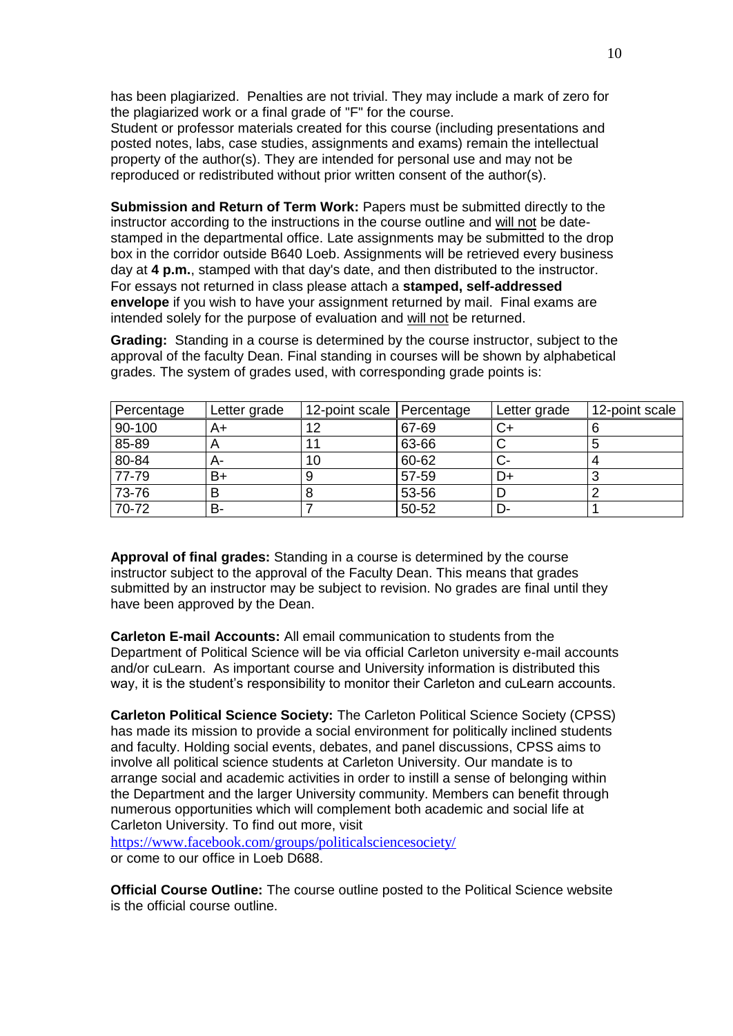has been plagiarized. Penalties are not trivial. They may include a mark of zero for the plagiarized work or a final grade of "F" for the course.
Student or professor materials created for this course (including presentations and posted notes, labs, case studies, assignments and exams) remain the intellectual property of the author(s). They are intended for personal use and may not be reproduced or redistributed without prior written consent of the author(s).

**Submission and Return of Term Work:** Papers must be submitted directly to the instructor according to the instructions in the course outline and will not be date-stamped in the departmental office. Late assignments may be submitted to the drop box in the corridor outside B640 Loeb. Assignments will be retrieved every business day at **4 p.m.**, stamped with that day's date, and then distributed to the instructor. For essays not returned in class please attach a **stamped, self-addressed envelope** if you wish to have your assignment returned by mail. Final exams are intended solely for the purpose of evaluation and will not be returned.

**Grading:** Standing in a course is determined by the course instructor, subject to the approval of the faculty Dean. Final standing in courses will be shown by alphabetical grades. The system of grades used, with corresponding grade points is:

| Percentage | Letter grade | 12-point scale | Percentage | Letter grade | 12-point scale |
|---|---|---|---|---|---|
| 90-100 | A+ | 12 | 67-69 | C+ | 6 |
| 85-89 | A | 11 | 63-66 | C | 5 |
| 80-84 | A- | 10 | 60-62 | C- | 4 |
| 77-79 | B+ | 9 | 57-59 | D+ | 3 |
| 73-76 | B | 8 | 53-56 | D | 2 |
| 70-72 | B- | 7 | 50-52 | D- | 1 |

**Approval of final grades:** Standing in a course is determined by the course instructor subject to the approval of the Faculty Dean. This means that grades submitted by an instructor may be subject to revision. No grades are final until they have been approved by the Dean.

**Carleton E-mail Accounts:** All email communication to students from the Department of Political Science will be via official Carleton university e-mail accounts and/or cuLearn. As important course and University information is distributed this way, it is the student's responsibility to monitor their Carleton and cuLearn accounts.

**Carleton Political Science Society:** The Carleton Political Science Society (CPSS) has made its mission to provide a social environment for politically inclined students and faculty. Holding social events, debates, and panel discussions, CPSS aims to involve all political science students at Carleton University. Our mandate is to arrange social and academic activities in order to instill a sense of belonging within the Department and the larger University community. Members can benefit through numerous opportunities which will complement both academic and social life at Carleton University. To find out more, visit
https://www.facebook.com/groups/politicalsciencesociety/
or come to our office in Loeb D688.

**Official Course Outline:** The course outline posted to the Political Science website is the official course outline.